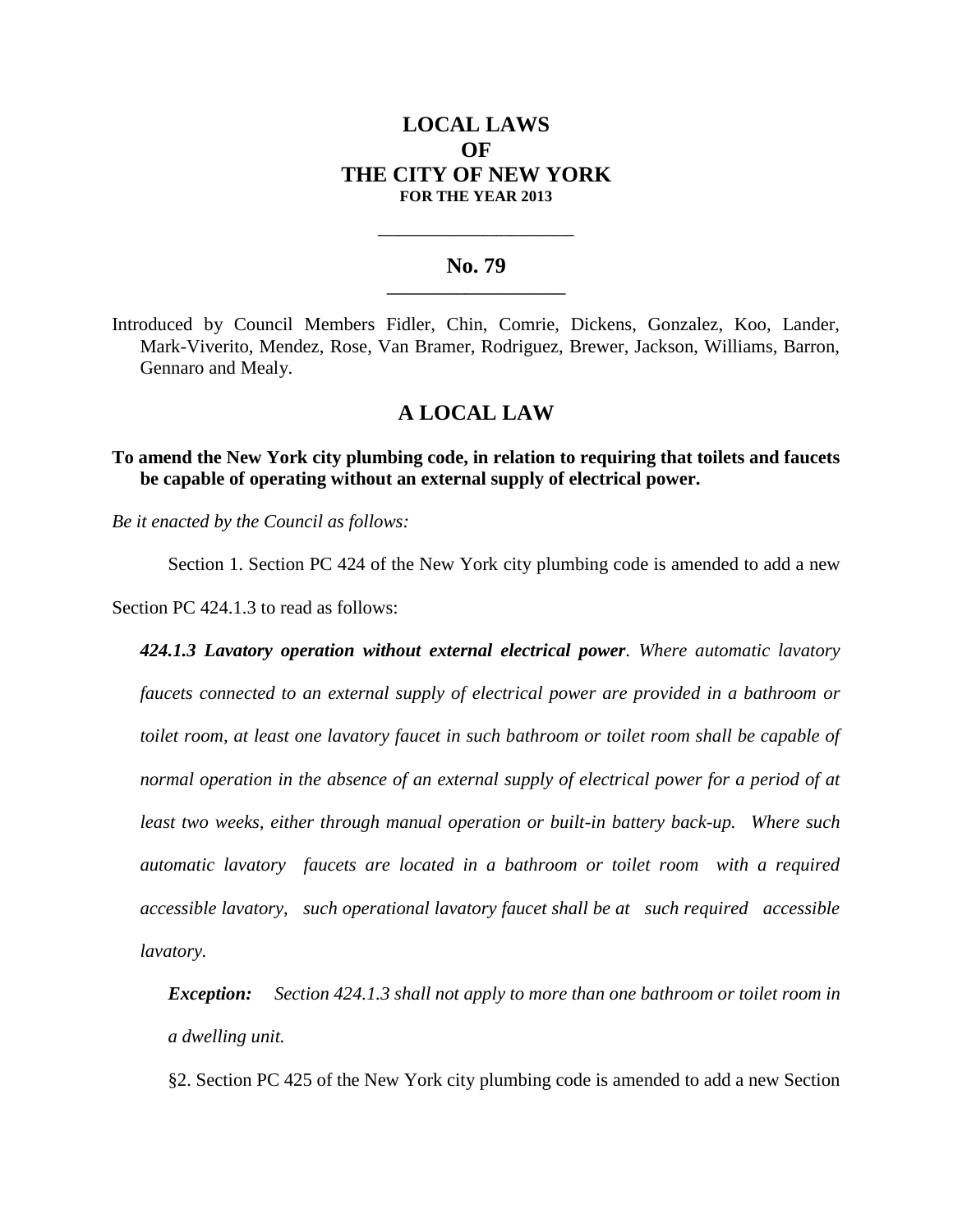# LOCAL LAWS OF THE CITY OF NEW YORK

**FOR THE YEAR 2013**

---

## No. 79

---

Introduced by Council Members Fidler, Chin, Comrie, Dickens, Gonzalez, Koo, Lander, Mark-Viverito, Mendez, Rose, Van Bramer, Rodriguez, Brewer, Jackson, Williams, Barron, Gennaro and Mealy.

## A LOCAL LAW

**To amend the New York city plumbing code, in relation to requiring that toilets and faucets be capable of operating without an external supply of electrical power.**

*Be it enacted by the Council as follows:*

Section 1. Section PC 424 of the New York city plumbing code is amended to add a new Section PC 424.1.3 to read as follows:

***424.1.3 Lavatory operation without external electrical power**. Where automatic lavatory faucets connected to an external supply of electrical power are provided in a bathroom or toilet room, at least one lavatory faucet in such bathroom or toilet room shall be capable of normal operation in the absence of an external supply of electrical power for a period of at least two weeks, either through manual operation or built-in battery back-up. Where such automatic lavatory faucets are located in a bathroom or toilet room with a required accessible lavatory, such operational lavatory faucet shall be at such required accessible lavatory.*

***Exception:** Section 424.1.3 shall not apply to more than one bathroom or toilet room in a dwelling unit.*

§2. Section PC 425 of the New York city plumbing code is amended to add a new Section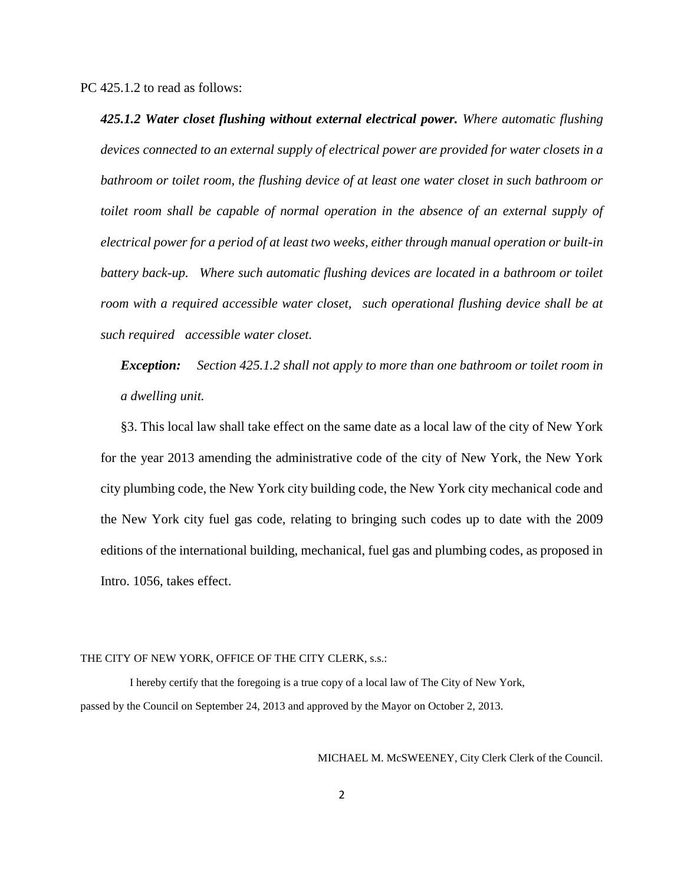PC 425.1.2 to read as follows:

***425.1.2 Water closet flushing without external electrical power.*** *Where automatic flushing devices connected to an external supply of electrical power are provided for water closets in a bathroom or toilet room, the flushing device of at least one water closet in such bathroom or toilet room shall be capable of normal operation in the absence of an external supply of electrical power for a period of at least two weeks, either through manual operation or built-in battery back-up. Where such automatic flushing devices are located in a bathroom or toilet room with a required accessible water closet, such operational flushing device shall be at such required accessible water closet.*

***Exception:*** *Section 425.1.2 shall not apply to more than one bathroom or toilet room in a dwelling unit.*

§3. This local law shall take effect on the same date as a local law of the city of New York for the year 2013 amending the administrative code of the city of New York, the New York city plumbing code, the New York city building code, the New York city mechanical code and the New York city fuel gas code, relating to bringing such codes up to date with the 2009 editions of the international building, mechanical, fuel gas and plumbing codes, as proposed in Intro. 1056, takes effect.

THE CITY OF NEW YORK, OFFICE OF THE CITY CLERK, s.s.:

I hereby certify that the foregoing is a true copy of a local law of The City of New York, passed by the Council on September 24, 2013 and approved by the Mayor on October 2, 2013.

MICHAEL M. McSWEENEY, City Clerk Clerk of the Council.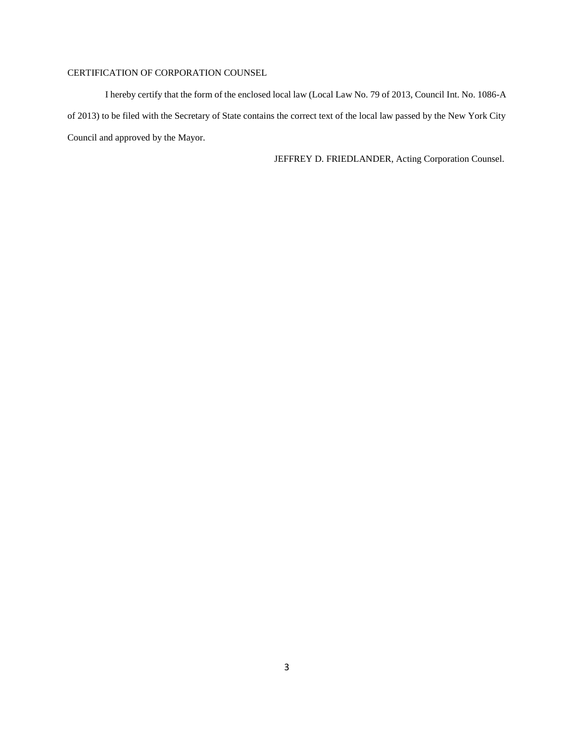CERTIFICATION OF CORPORATION COUNSEL

I hereby certify that the form of the enclosed local law (Local Law No. 79 of 2013, Council Int. No. 1086-A of 2013) to be filed with the Secretary of State contains the correct text of the local law passed by the New York City Council and approved by the Mayor.

JEFFREY D. FRIEDLANDER, Acting Corporation Counsel.